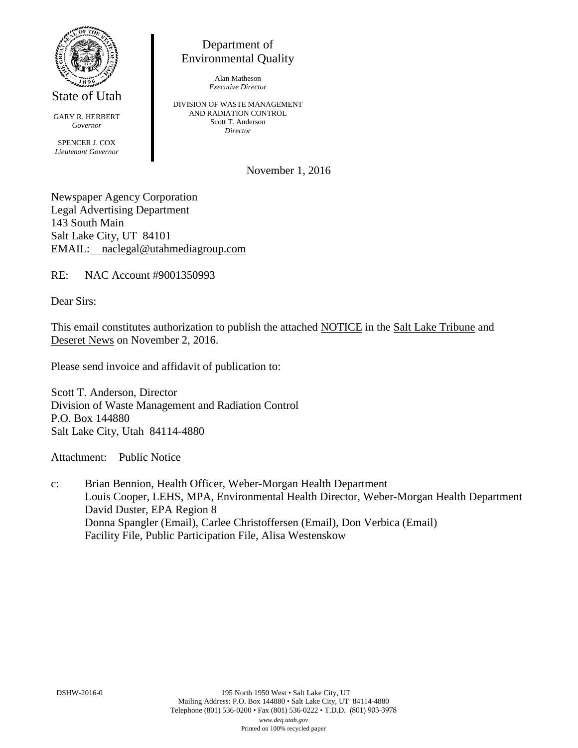State of Utah

GARY R. HERBERT
*Governor*

SPENCER J. COX
*Lieutenant Governor*

Department of
Environmental Quality

Alan Matheson
*Executive Director*

DIVISION OF WASTE MANAGEMENT
AND RADIATION CONTROL
Scott T. Anderson
*Director*

November 1, 2016

Newspaper Agency Corporation
Legal Advertising Department
143 South Main
Salt Lake City, UT 84101
EMAIL: naclegal@utahmediagroup.com

RE: NAC Account #9001350993

Dear Sirs:

This email constitutes authorization to publish the attached NOTICE in the Salt Lake Tribune and Deseret News on November 2, 2016.

Please send invoice and affidavit of publication to:

Scott T. Anderson, Director
Division of Waste Management and Radiation Control
P.O. Box 144880
Salt Lake City, Utah 84114-4880

Attachment: Public Notice

c: Brian Bennion, Health Officer, Weber-Morgan Health Department
Louis Cooper, LEHS, MPA, Environmental Health Director, Weber-Morgan Health Department
David Duster, EPA Region 8
Donna Spangler (Email), Carlee Christoffersen (Email), Don Verbica (Email)
Facility File, Public Participation File, Alisa Westenskow

DSHW-2016-0

195 North 1950 West • Salt Lake City, UT
Mailing Address: P.O. Box 144880 • Salt Lake City, UT 84114-4880
Telephone (801) 536-0200 • Fax (801) 536-0222 • T.D.D. (801) 903-3978
*www.deq.utah.gov*
Printed on 100% recycled paper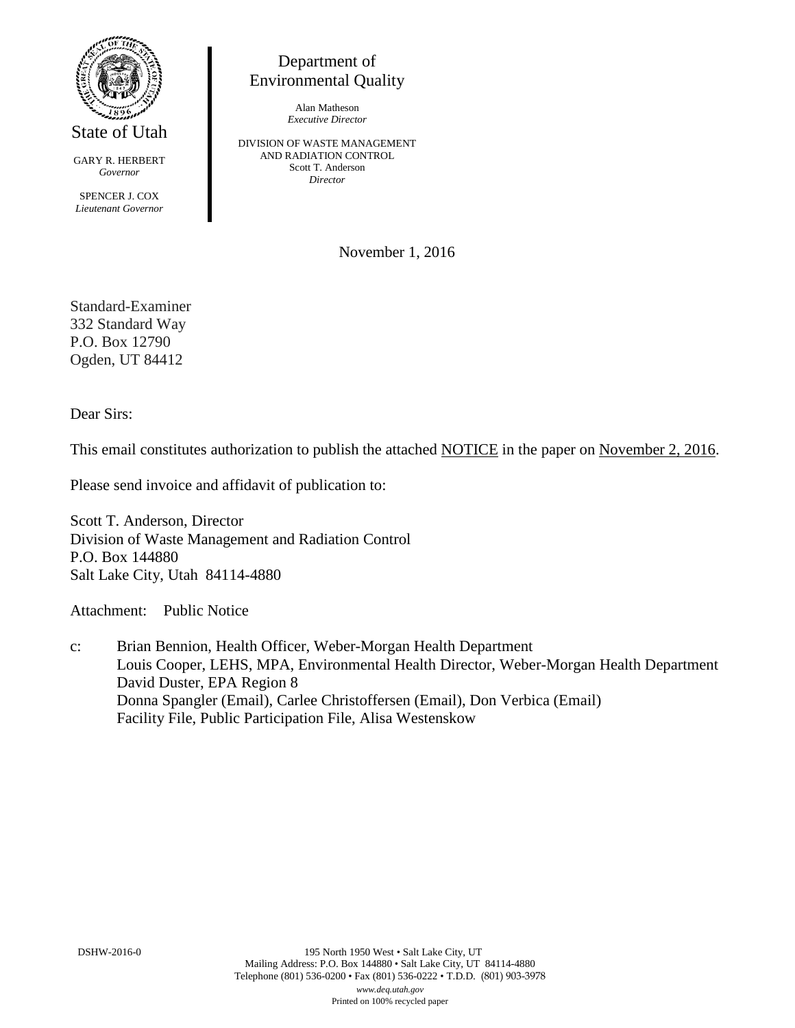State of Utah

GARY R. HERBERT
*Governor*

SPENCER J. COX
*Lieutenant Governor*

Department of
Environmental Quality

Alan Matheson
*Executive Director*

DIVISION OF WASTE MANAGEMENT
AND RADIATION CONTROL
Scott T. Anderson
*Director*

November 1, 2016

Standard-Examiner
332 Standard Way
P.O. Box 12790
Ogden, UT 84412

Dear Sirs:

This email constitutes authorization to publish the attached NOTICE in the paper on November 2, 2016.

Please send invoice and affidavit of publication to:

Scott T. Anderson, Director
Division of Waste Management and Radiation Control
P.O. Box 144880
Salt Lake City, Utah 84114-4880

Attachment: Public Notice

c: Brian Bennion, Health Officer, Weber-Morgan Health Department
Louis Cooper, LEHS, MPA, Environmental Health Director, Weber-Morgan Health Department
David Duster, EPA Region 8
Donna Spangler (Email), Carlee Christoffersen (Email), Don Verbica (Email)
Facility File, Public Participation File, Alisa Westenskow

DSHW-2016-0

195 North 1950 West • Salt Lake City, UT
Mailing Address: P.O. Box 144880 • Salt Lake City, UT 84114-4880
Telephone (801) 536-0200 • Fax (801) 536-0222 • T.D.D. (801) 903-3978
*www.deq.utah.gov*
Printed on 100% recycled paper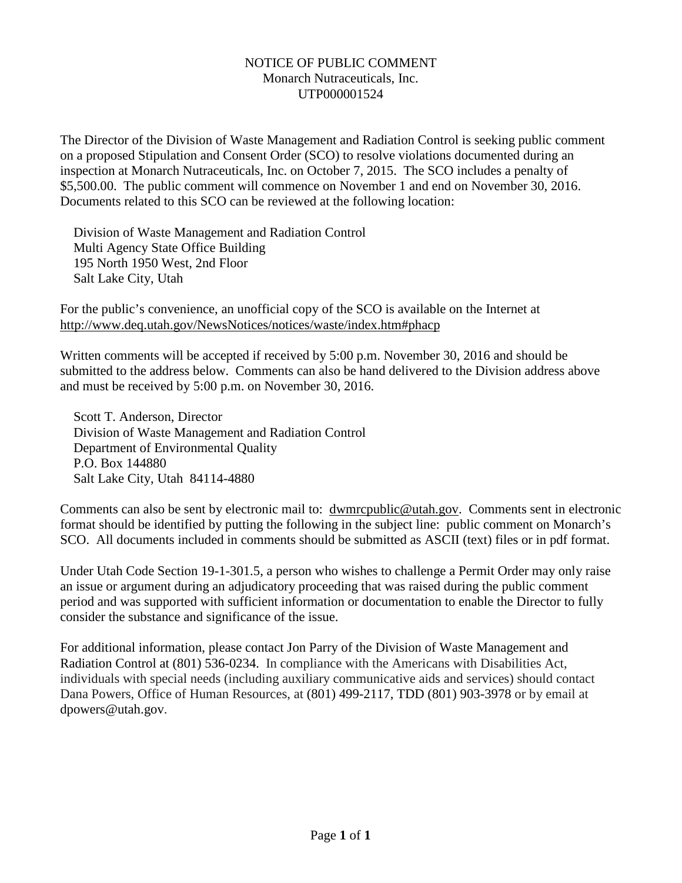# NOTICE OF PUBLIC COMMENT

Monarch Nutraceuticals, Inc.

UTP000001524

The Director of the Division of Waste Management and Radiation Control is seeking public comment on a proposed Stipulation and Consent Order (SCO) to resolve violations documented during an inspection at Monarch Nutraceuticals, Inc. on October 7, 2015. The SCO includes a penalty of $5,500.00. The public comment will commence on November 1 and end on November 30, 2016. Documents related to this SCO can be reviewed at the following location:

Division of Waste Management and Radiation Control
Multi Agency State Office Building
195 North 1950 West, 2nd Floor
Salt Lake City, Utah

For the public's convenience, an unofficial copy of the SCO is available on the Internet at http://www.deq.utah.gov/NewsNotices/notices/waste/index.htm#phacp

Written comments will be accepted if received by 5:00 p.m. November 30, 2016 and should be submitted to the address below. Comments can also be hand delivered to the Division address above and must be received by 5:00 p.m. on November 30, 2016.

Scott T. Anderson, Director
Division of Waste Management and Radiation Control
Department of Environmental Quality
P.O. Box 144880
Salt Lake City, Utah 84114-4880

Comments can also be sent by electronic mail to: dwmrcpublic@utah.gov. Comments sent in electronic format should be identified by putting the following in the subject line: public comment on Monarch's SCO. All documents included in comments should be submitted as ASCII (text) files or in pdf format.

Under Utah Code Section 19-1-301.5, a person who wishes to challenge a Permit Order may only raise an issue or argument during an adjudicatory proceeding that was raised during the public comment period and was supported with sufficient information or documentation to enable the Director to fully consider the substance and significance of the issue.

For additional information, please contact Jon Parry of the Division of Waste Management and Radiation Control at (801) 536-0234. In compliance with the Americans with Disabilities Act, individuals with special needs (including auxiliary communicative aids and services) should contact Dana Powers, Office of Human Resources, at (801) 499-2117, TDD (801) 903-3978 or by email at dpowers@utah.gov.